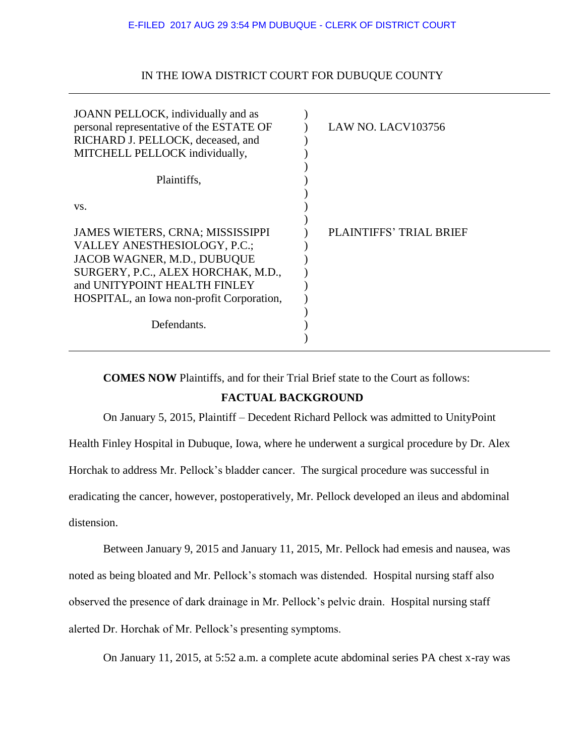E-FILED 2017 AUG 29 3:54 PM DUBUQUE - CLERK OF DISTRICT COURT

IN THE IOWA DISTRICT COURT FOR DUBUQUE COUNTY

| | |
|---|---|
| JOANN PELLOCK, individually and as personal representative of the ESTATE OF RICHARD J. PELLOCK, deceased, and MITCHELL PELLOCK individually, | LAW NO. LACV103756 |
| Plaintiffs, | |
| vs. | |
| JAMES WIETERS, CRNA; MISSISSIPPI VALLEY ANESTHESIOLOGY, P.C.; JACOB WAGNER, M.D., DUBUQUE SURGERY, P.C., ALEX HORCHAK, M.D., and UNITYPOINT HEALTH FINLEY HOSPITAL, an Iowa non-profit Corporation, | PLAINTIFFS' TRIAL BRIEF |
| Defendants. | |

**COMES NOW** Plaintiffs, and for their Trial Brief state to the Court as follows:

## FACTUAL BACKGROUND

On January 5, 2015, Plaintiff – Decedent Richard Pellock was admitted to UnityPoint Health Finley Hospital in Dubuque, Iowa, where he underwent a surgical procedure by Dr. Alex Horchak to address Mr. Pellock's bladder cancer. The surgical procedure was successful in eradicating the cancer, however, postoperatively, Mr. Pellock developed an ileus and abdominal distension.

Between January 9, 2015 and January 11, 2015, Mr. Pellock had emesis and nausea, was noted as being bloated and Mr. Pellock's stomach was distended. Hospital nursing staff also observed the presence of dark drainage in Mr. Pellock's pelvic drain. Hospital nursing staff alerted Dr. Horchak of Mr. Pellock's presenting symptoms.

On January 11, 2015, at 5:52 a.m. a complete acute abdominal series PA chest x-ray was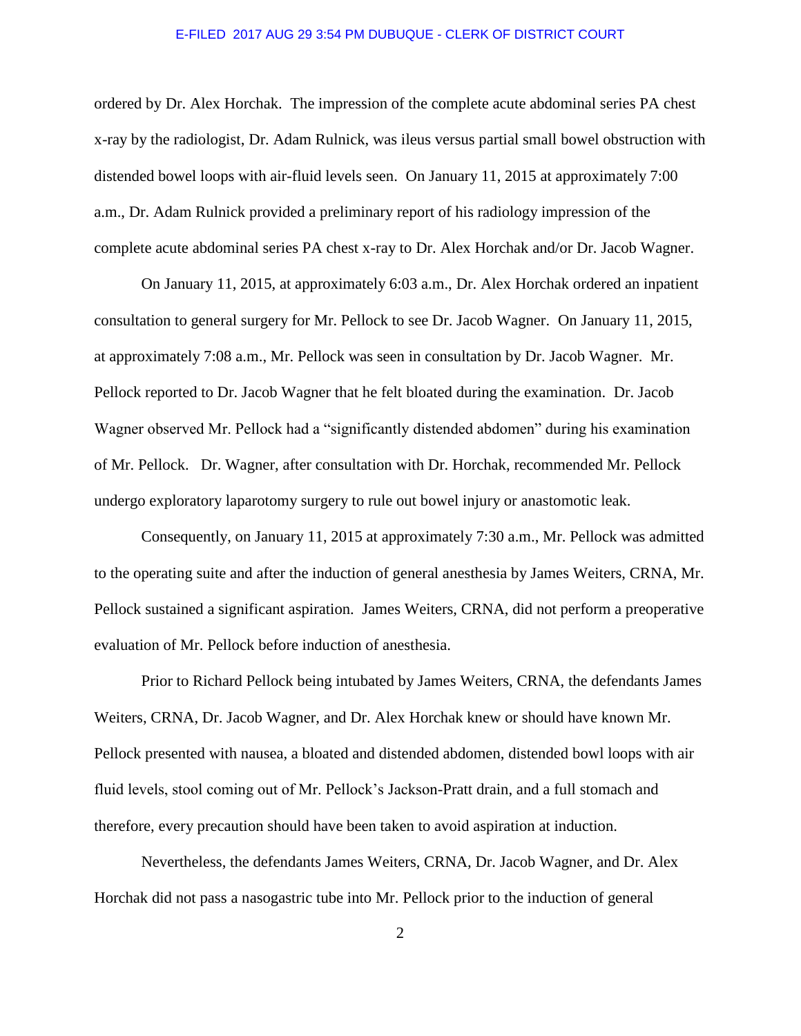ordered by Dr. Alex Horchak. The impression of the complete acute abdominal series PA chest x-ray by the radiologist, Dr. Adam Rulnick, was ileus versus partial small bowel obstruction with distended bowel loops with air-fluid levels seen. On January 11, 2015 at approximately 7:00 a.m., Dr. Adam Rulnick provided a preliminary report of his radiology impression of the complete acute abdominal series PA chest x-ray to Dr. Alex Horchak and/or Dr. Jacob Wagner.

On January 11, 2015, at approximately 6:03 a.m., Dr. Alex Horchak ordered an inpatient consultation to general surgery for Mr. Pellock to see Dr. Jacob Wagner. On January 11, 2015, at approximately 7:08 a.m., Mr. Pellock was seen in consultation by Dr. Jacob Wagner. Mr. Pellock reported to Dr. Jacob Wagner that he felt bloated during the examination. Dr. Jacob Wagner observed Mr. Pellock had a "significantly distended abdomen" during his examination of Mr. Pellock. Dr. Wagner, after consultation with Dr. Horchak, recommended Mr. Pellock undergo exploratory laparotomy surgery to rule out bowel injury or anastomotic leak.

Consequently, on January 11, 2015 at approximately 7:30 a.m., Mr. Pellock was admitted to the operating suite and after the induction of general anesthesia by James Weiters, CRNA, Mr. Pellock sustained a significant aspiration. James Weiters, CRNA, did not perform a preoperative evaluation of Mr. Pellock before induction of anesthesia.

Prior to Richard Pellock being intubated by James Weiters, CRNA, the defendants James Weiters, CRNA, Dr. Jacob Wagner, and Dr. Alex Horchak knew or should have known Mr. Pellock presented with nausea, a bloated and distended abdomen, distended bowl loops with air fluid levels, stool coming out of Mr. Pellock's Jackson-Pratt drain, and a full stomach and therefore, every precaution should have been taken to avoid aspiration at induction.

Nevertheless, the defendants James Weiters, CRNA, Dr. Jacob Wagner, and Dr. Alex Horchak did not pass a nasogastric tube into Mr. Pellock prior to the induction of general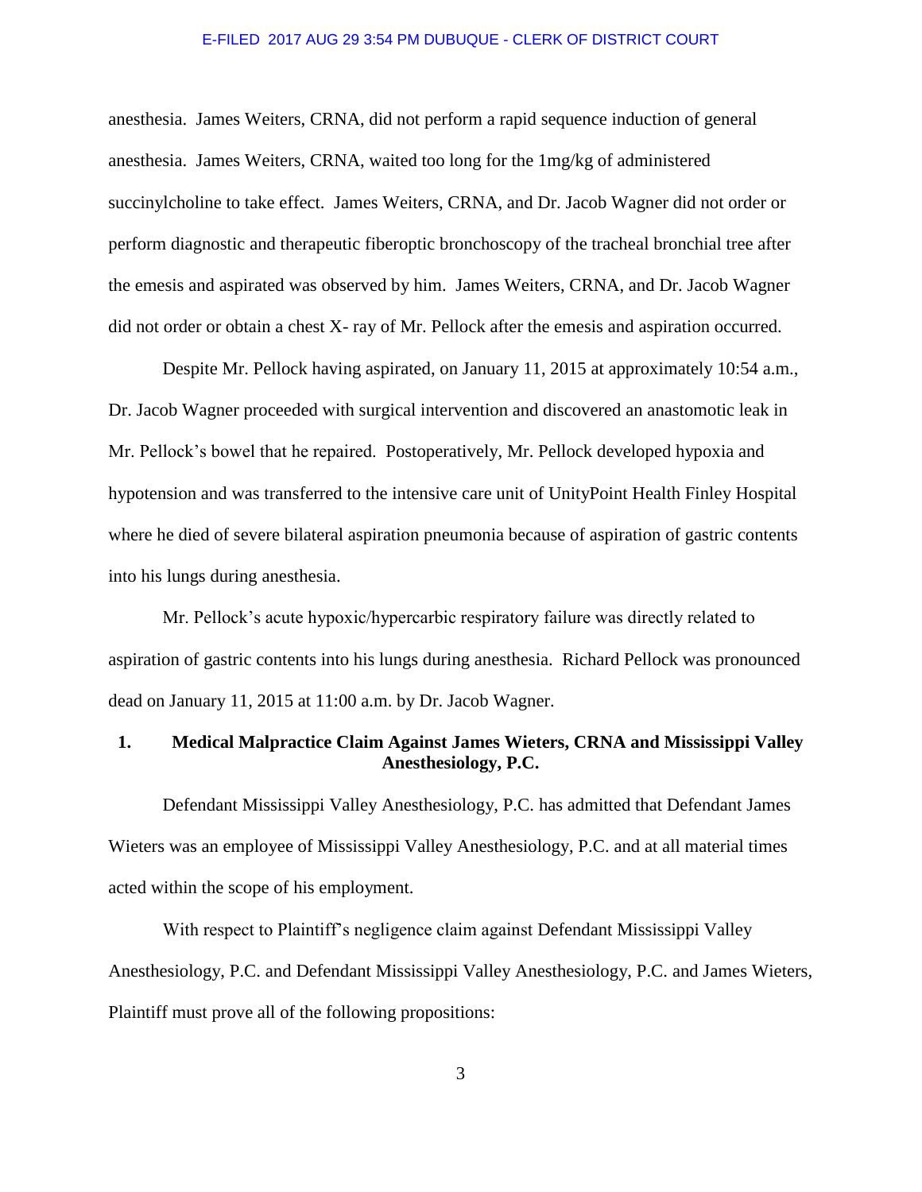anesthesia. James Weiters, CRNA, did not perform a rapid sequence induction of general anesthesia. James Weiters, CRNA, waited too long for the 1mg/kg of administered succinylcholine to take effect. James Weiters, CRNA, and Dr. Jacob Wagner did not order or perform diagnostic and therapeutic fiberoptic bronchoscopy of the tracheal bronchial tree after the emesis and aspirated was observed by him. James Weiters, CRNA, and Dr. Jacob Wagner did not order or obtain a chest X- ray of Mr. Pellock after the emesis and aspiration occurred.

Despite Mr. Pellock having aspirated, on January 11, 2015 at approximately 10:54 a.m., Dr. Jacob Wagner proceeded with surgical intervention and discovered an anastomotic leak in Mr. Pellock's bowel that he repaired. Postoperatively, Mr. Pellock developed hypoxia and hypotension and was transferred to the intensive care unit of UnityPoint Health Finley Hospital where he died of severe bilateral aspiration pneumonia because of aspiration of gastric contents into his lungs during anesthesia.

Mr. Pellock's acute hypoxic/hypercarbic respiratory failure was directly related to aspiration of gastric contents into his lungs during anesthesia. Richard Pellock was pronounced dead on January 11, 2015 at 11:00 a.m. by Dr. Jacob Wagner.

## 1. Medical Malpractice Claim Against James Wieters, CRNA and Mississippi Valley Anesthesiology, P.C.

Defendant Mississippi Valley Anesthesiology, P.C. has admitted that Defendant James Wieters was an employee of Mississippi Valley Anesthesiology, P.C. and at all material times acted within the scope of his employment.

With respect to Plaintiff's negligence claim against Defendant Mississippi Valley Anesthesiology, P.C. and Defendant Mississippi Valley Anesthesiology, P.C. and James Wieters, Plaintiff must prove all of the following propositions: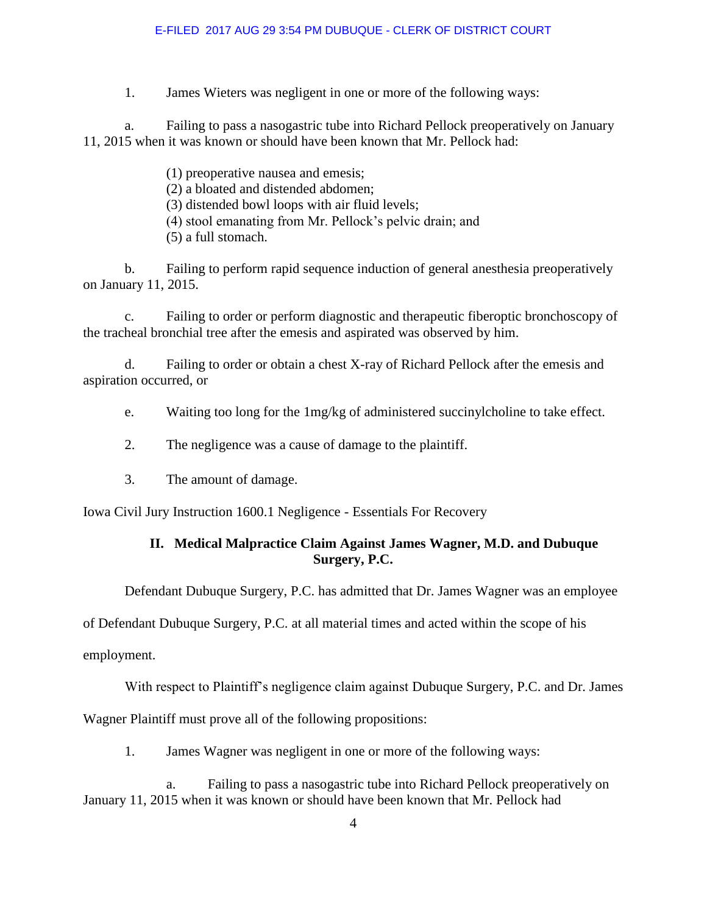1. James Wieters was negligent in one or more of the following ways:

a. Failing to pass a nasogastric tube into Richard Pellock preoperatively on January 11, 2015 when it was known or should have been known that Mr. Pellock had:

(1) preoperative nausea and emesis;
(2) a bloated and distended abdomen;
(3) distended bowl loops with air fluid levels;
(4) stool emanating from Mr. Pellock's pelvic drain; and
(5) a full stomach.

b. Failing to perform rapid sequence induction of general anesthesia preoperatively on January 11, 2015.

c. Failing to order or perform diagnostic and therapeutic fiberoptic bronchoscopy of the tracheal bronchial tree after the emesis and aspirated was observed by him.

d. Failing to order or obtain a chest X-ray of Richard Pellock after the emesis and aspiration occurred, or

e. Waiting too long for the 1mg/kg of administered succinylcholine to take effect.

2. The negligence was a cause of damage to the plaintiff.

3. The amount of damage.

Iowa Civil Jury Instruction 1600.1 Negligence - Essentials For Recovery

## II. Medical Malpractice Claim Against James Wagner, M.D. and Dubuque Surgery, P.C.

Defendant Dubuque Surgery, P.C. has admitted that Dr. James Wagner was an employee of Defendant Dubuque Surgery, P.C. at all material times and acted within the scope of his employment.

With respect to Plaintiff's negligence claim against Dubuque Surgery, P.C. and Dr. James Wagner Plaintiff must prove all of the following propositions:

1. James Wagner was negligent in one or more of the following ways:

a. Failing to pass a nasogastric tube into Richard Pellock preoperatively on January 11, 2015 when it was known or should have been known that Mr. Pellock had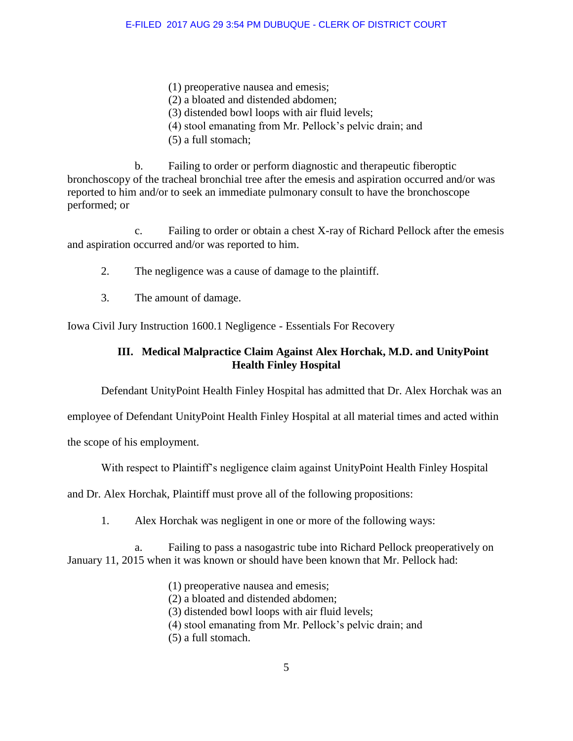(1) preoperative nausea and emesis;
(2) a bloated and distended abdomen;
(3) distended bowl loops with air fluid levels;
(4) stool emanating from Mr. Pellock's pelvic drain; and
(5) a full stomach;

b. Failing to order or perform diagnostic and therapeutic fiberoptic bronchoscopy of the tracheal bronchial tree after the emesis and aspiration occurred and/or was reported to him and/or to seek an immediate pulmonary consult to have the bronchoscope performed; or

c. Failing to order or obtain a chest X-ray of Richard Pellock after the emesis and aspiration occurred and/or was reported to him.

2. The negligence was a cause of damage to the plaintiff.

3. The amount of damage.

Iowa Civil Jury Instruction 1600.1 Negligence - Essentials For Recovery

## III. Medical Malpractice Claim Against Alex Horchak, M.D. and UnityPoint Health Finley Hospital

Defendant UnityPoint Health Finley Hospital has admitted that Dr. Alex Horchak was an employee of Defendant UnityPoint Health Finley Hospital at all material times and acted within the scope of his employment.

With respect to Plaintiff's negligence claim against UnityPoint Health Finley Hospital and Dr. Alex Horchak, Plaintiff must prove all of the following propositions:

1. Alex Horchak was negligent in one or more of the following ways:

a. Failing to pass a nasogastric tube into Richard Pellock preoperatively on January 11, 2015 when it was known or should have been known that Mr. Pellock had:

(1) preoperative nausea and emesis;
(2) a bloated and distended abdomen;
(3) distended bowl loops with air fluid levels;
(4) stool emanating from Mr. Pellock's pelvic drain; and
(5) a full stomach.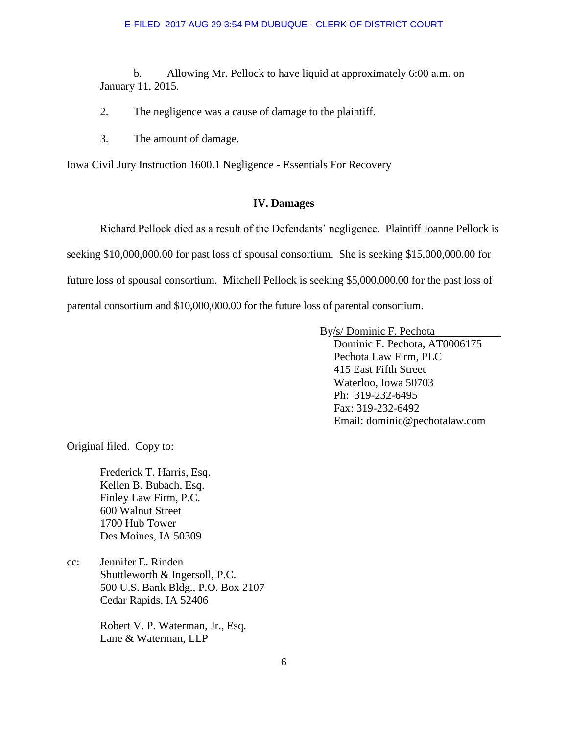b. Allowing Mr. Pellock to have liquid at approximately 6:00 a.m. on January 11, 2015.

2. The negligence was a cause of damage to the plaintiff.

3. The amount of damage.

Iowa Civil Jury Instruction 1600.1 Negligence - Essentials For Recovery

## IV. Damages

Richard Pellock died as a result of the Defendants' negligence. Plaintiff Joanne Pellock is seeking $10,000,000.00 for past loss of spousal consortium. She is seeking $15,000,000.00 for future loss of spousal consortium. Mitchell Pellock is seeking $5,000,000.00 for the past loss of parental consortium and $10,000,000.00 for the future loss of parental consortium.

By/s/ Dominic F. Pechota
Dominic F. Pechota, AT0006175
Pechota Law Firm, PLC
415 East Fifth Street
Waterloo, Iowa 50703
Ph: 319-232-6495
Fax: 319-232-6492
Email: dominic@pechotalaw.com

Original filed. Copy to:

Frederick T. Harris, Esq.
Kellen B. Bubach, Esq.
Finley Law Firm, P.C.
600 Walnut Street
1700 Hub Tower
Des Moines, IA 50309

cc: Jennifer E. Rinden
Shuttleworth & Ingersoll, P.C.
500 U.S. Bank Bldg., P.O. Box 2107
Cedar Rapids, IA 52406

Robert V. P. Waterman, Jr., Esq.
Lane & Waterman, LLP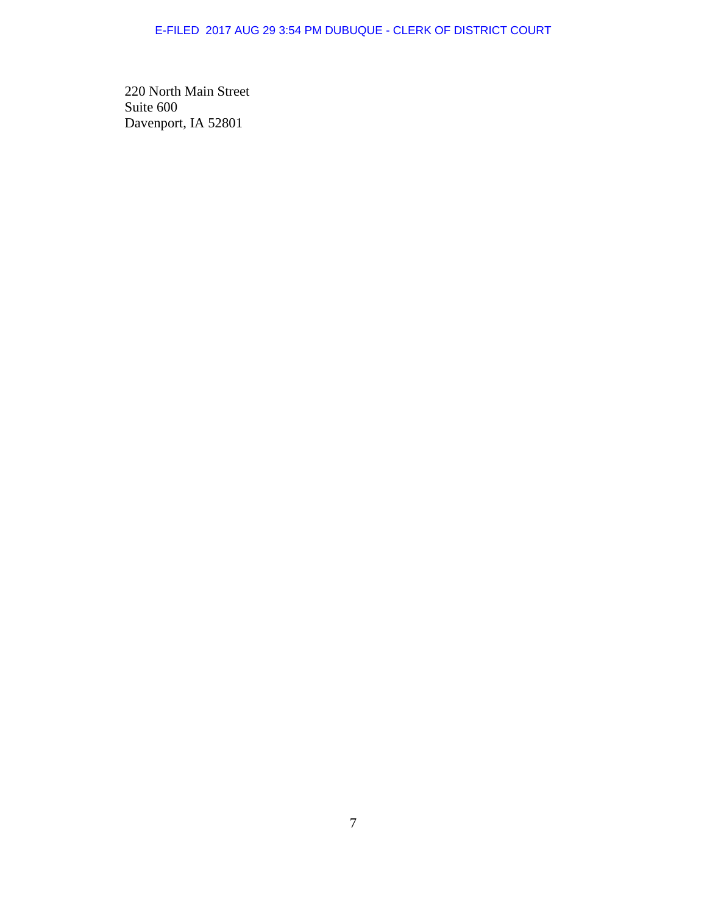220 North Main Street
Suite 600
Davenport, IA 52801